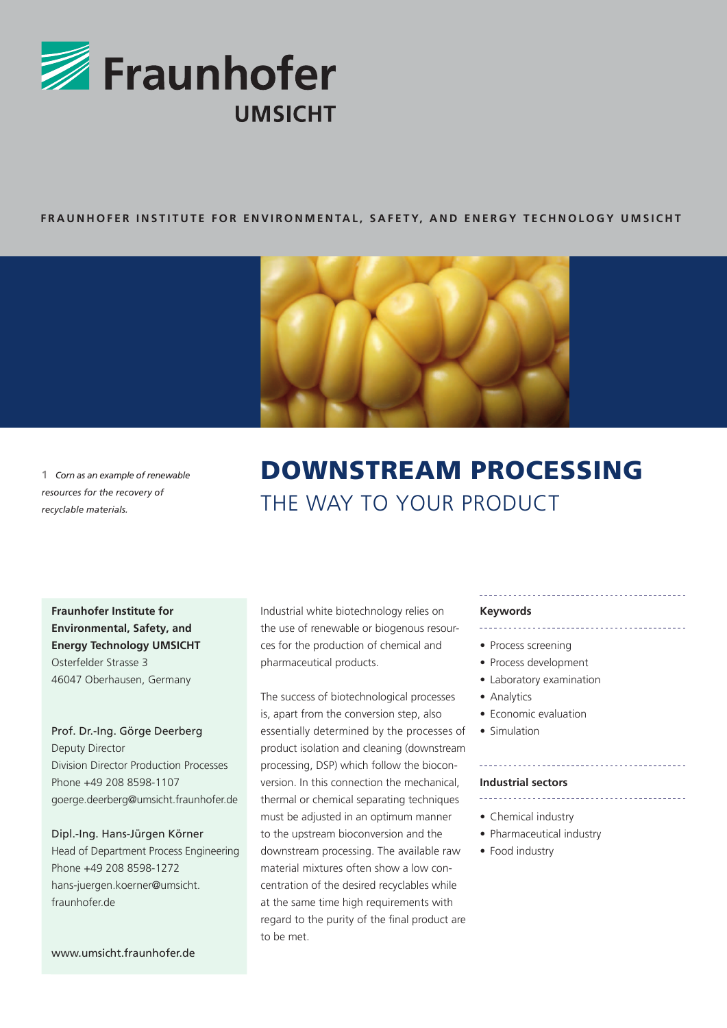Fraunhofer UMSICHT

FRAUNHOFER INSTITUTE FOR ENVIRONMENTAL, SAFETY, AND ENERGY TECHNOLOGY UMSICHT

**1** *Corn as an example of renewable resources for the recovery of recyclable materials.*

# DOWNSTREAM PROCESSING

## THE WAY TO YOUR PRODUCT

**Fraunhofer Institute for Environmental, Safety, and Energy Technology UMSICHT**
Osterfelder Strasse 3
46047 Oberhausen, Germany

Prof. Dr.-Ing. Görge Deerberg
Deputy Director
Division Director Production Processes
Phone +49 208 8598-1107
goerge.deerberg@umsicht.fraunhofer.de

Dipl.-Ing. Hans-Jürgen Körner
Head of Department Process Engineering
Phone +49 208 8598-1272
hans-juergen.koerner@umsicht.fraunhofer.de

www.umsicht.fraunhofer.de

Industrial white biotechnology relies on the use of renewable or biogenous resources for the production of chemical and pharmaceutical products.

The success of biotechnological processes is, apart from the conversion step, also essentially determined by the processes of product isolation and cleaning (downstream processing, DSP) which follow the bioconversion. In this connection the mechanical, thermal or chemical separating techniques must be adjusted in an optimum manner to the upstream bioconversion and the downstream processing. The available raw material mixtures often show a low concentration of the desired recyclables while at the same time high requirements with regard to the purity of the final product are to be met.

**Keywords**

- Process screening
- Process development
- Laboratory examination
- Analytics
- Economic evaluation
- Simulation

**Industrial sectors**

- Chemical industry
- Pharmaceutical industry
- Food industry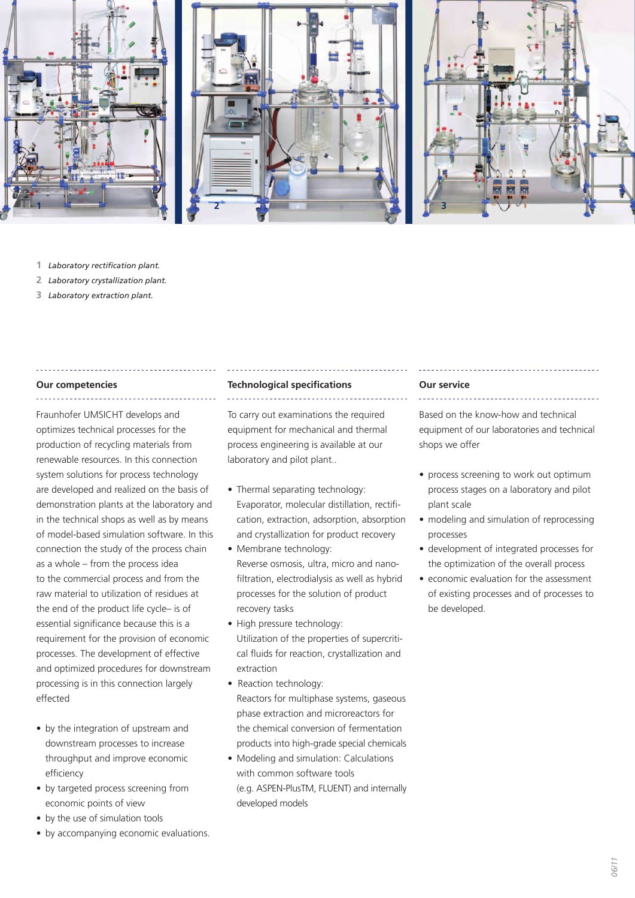1 *Laboratory rectification plant.*
2 *Laboratory crystallization plant.*
3 *Laboratory extraction plant.*

### Our competencies

Fraunhofer UMSICHT develops and optimizes technical processes for the production of recycling materials from renewable resources. In this connection system solutions for process technology are developed and realized on the basis of demonstration plants at the laboratory and in the technical shops as well as by means of model-based simulation software. In this connection the study of the process chain as a whole – from the process idea to the commercial process and from the raw material to utilization of residues at the end of the product life cycle– is of essential significance because this is a requirement for the provision of economic processes. The development of effective and optimized procedures for downstream processing is in this connection largely effected

- by the integration of upstream and downstream processes to increase throughput and improve economic efficiency
- by targeted process screening from economic points of view
- by the use of simulation tools
- by accompanying economic evaluations.

### Technological specifications

To carry out examinations the required equipment for mechanical and thermal process engineering is available at our laboratory and pilot plant..

- Thermal separating technology: Evaporator, molecular distillation, rectification, extraction, adsorption, absorption and crystallization for product recovery
- Membrane technology: Reverse osmosis, ultra, micro and nano-filtration, electrodialysis as well as hybrid processes for the solution of product recovery tasks
- High pressure technology: Utilization of the properties of supercritical fluids for reaction, crystallization and extraction
- Reaction technology: Reactors for multiphase systems, gaseous phase extraction and microreactors for the chemical conversion of fermentation products into high-grade special chemicals
- Modeling and simulation: Calculations with common software tools (e.g. ASPEN-PlusTM, FLUENT) and internally developed models

### Our service

Based on the know-how and technical equipment of our laboratories and technical shops we offer

- process screening to work out optimum process stages on a laboratory and pilot plant scale
- modeling and simulation of reprocessing processes
- development of integrated processes for the optimization of the overall process
- economic evaluation for the assessment of existing processes and of processes to be developed.

06/11